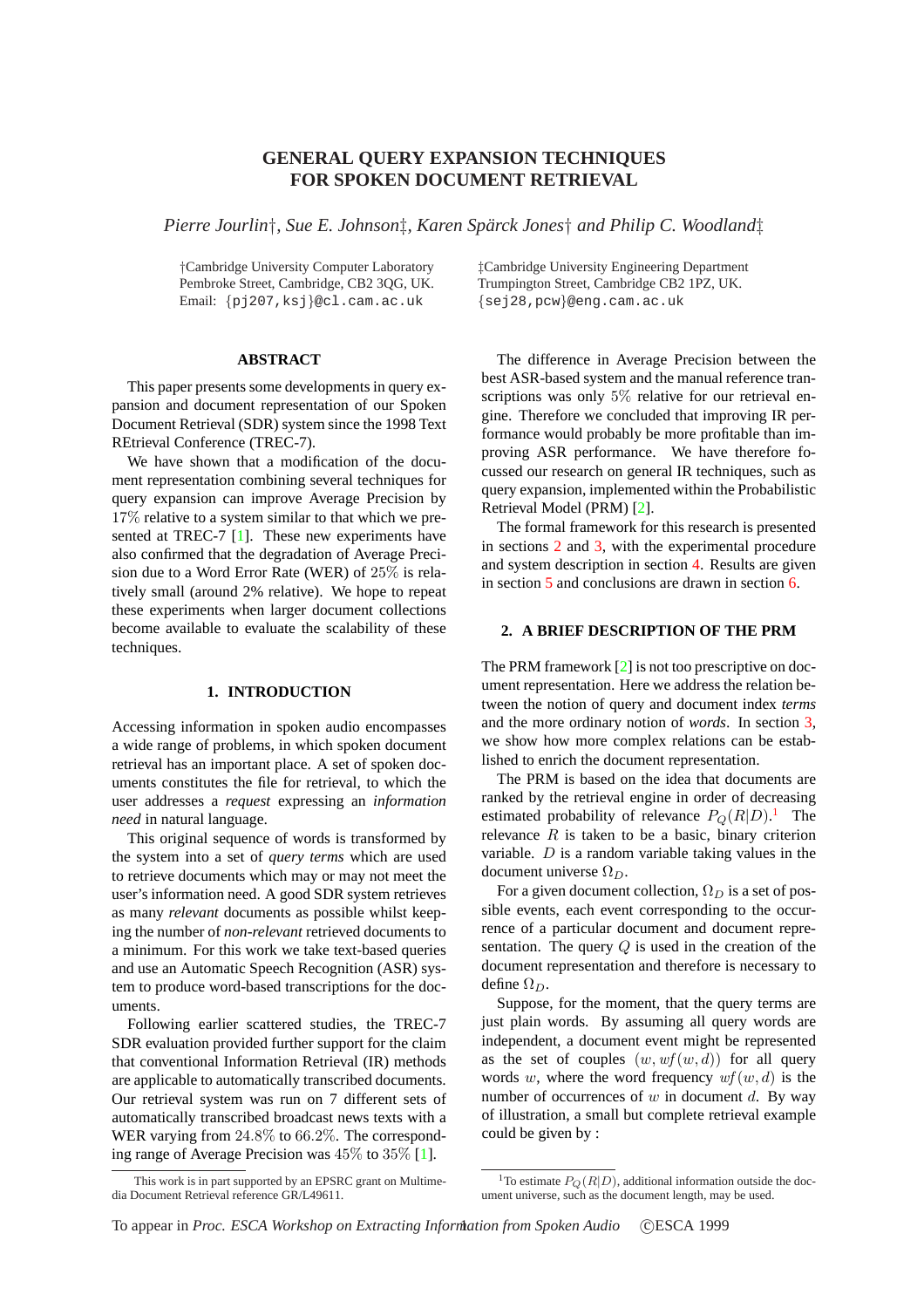# GENERAL QUERY EXPANSION TECHNIQUES FOR SPOKEN DOCUMENT RETRIEVAL

*Pierre Jourlin†, Sue E. Johnson‡, Karen Spärck Jones† and Philip C. Woodland‡*

†Cambridge University Computer Laboratory
Pembroke Street, Cambridge, CB2 3QG, UK.
Email: {pj207,ksj}@cl.cam.ac.uk

‡Cambridge University Engineering Department
Trumpington Street, Cambridge CB2 1PZ, UK.
{sej28,pcw}@eng.cam.ac.uk

## ABSTRACT

This paper presents some developments in query expansion and document representation of our Spoken Document Retrieval (SDR) system since the 1998 Text REtrieval Conference (TREC-7).

We have shown that a modification of the document representation combining several techniques for query expansion can improve Average Precision by $17\%$ relative to a system similar to that which we presented at TREC-7 [1]. These new experiments have also confirmed that the degradation of Average Precision due to a Word Error Rate (WER) of $25\%$ is relatively small (around 2% relative). We hope to repeat these experiments when larger document collections become available to evaluate the scalability of these techniques.

## 1. INTRODUCTION

Accessing information in spoken audio encompasses a wide range of problems, in which spoken document retrieval has an important place. A set of spoken documents constitutes the file for retrieval, to which the user addresses a *request* expressing an *information need* in natural language.

This original sequence of words is transformed by the system into a set of *query terms* which are used to retrieve documents which may or may not meet the user's information need. A good SDR system retrieves as many *relevant* documents as possible whilst keeping the number of *non-relevant* retrieved documents to a minimum. For this work we take text-based queries and use an Automatic Speech Recognition (ASR) system to produce word-based transcriptions for the documents.

Following earlier scattered studies, the TREC-7 SDR evaluation provided further support for the claim that conventional Information Retrieval (IR) methods are applicable to automatically transcribed documents. Our retrieval system was run on 7 different sets of automatically transcribed broadcast news texts with a WER varying from $24.8\%$ to $66.2\%$. The corresponding range of Average Precision was $45\%$ to $35\%$ [1].

The difference in Average Precision between the best ASR-based system and the manual reference transcriptions was only $5\%$ relative for our retrieval engine. Therefore we concluded that improving IR performance would probably be more profitable than improving ASR performance. We have therefore focussed our research on general IR techniques, such as query expansion, implemented within the Probabilistic Retrieval Model (PRM) [2].

The formal framework for this research is presented in sections 2 and 3, with the experimental procedure and system description in section 4. Results are given in section 5 and conclusions are drawn in section 6.

## 2. A BRIEF DESCRIPTION OF THE PRM

The PRM framework [2] is not too prescriptive on document representation. Here we address the relation between the notion of query and document index *terms* and the more ordinary notion of *words*. In section 3, we show how more complex relations can be established to enrich the document representation.

The PRM is based on the idea that documents are ranked by the retrieval engine in order of decreasing estimated probability of relevance $P_Q(R|D)$.[1] The relevance $R$ is taken to be a basic, binary criterion variable. $D$ is a random variable taking values in the document universe $\Omega_D$.

For a given document collection, $\Omega_D$ is a set of possible events, each event corresponding to the occurrence of a particular document and document representation. The query $Q$ is used in the creation of the document representation and therefore is necessary to define $\Omega_D$.

Suppose, for the moment, that the query terms are just plain words. By assuming all query words are independent, a document event might be represented as the set of couples $(w, wf(w, d))$ for all query words $w$, where the word frequency $wf(w, d)$ is the number of occurrences of $w$ in document $d$. By way of illustration, a small but complete retrieval example could be given by :

---

This work is in part supported by an EPSRC grant on Multimedia Document Retrieval reference GR/L49611.

[1] To estimate $P_Q(R|D)$, additional information outside the document universe, such as the document length, may be used.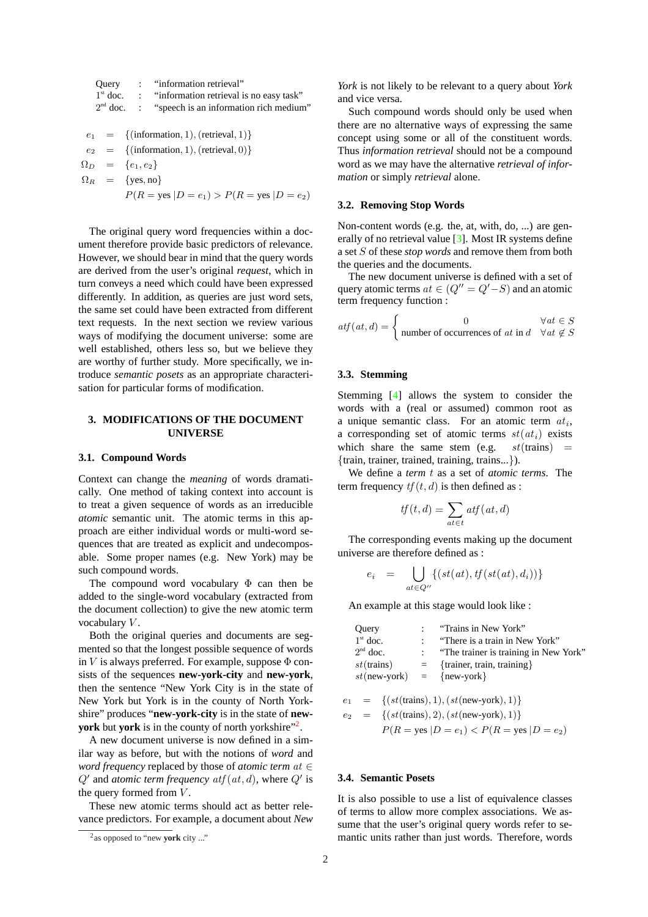| Query | : | "information retrieval" |
|---|---|---|
| 1st doc. | : | "information retrieval is no easy task" |
| 2nd doc. | : | "speech is an information rich medium" |

$$
\begin{aligned}
e_1 &= \{(\text{information}, 1), (\text{retrieval}, 1)\} \\
e_2 &= \{(\text{information}, 1), (\text{retrieval}, 0)\} \\
\Omega_D &= \{e_1, e_2\} \\
\Omega_R &= \{\text{yes}, \text{no}\} \\
& P(R = \text{yes} \,|D = e_1) > P(R = \text{yes} \,|D = e_2)
\end{aligned}
$$

The original query word frequencies within a document therefore provide basic predictors of relevance. However, we should bear in mind that the query words are derived from the user's original *request*, which in turn conveys a need which could have been expressed differently. In addition, as queries are just word sets, the same set could have been extracted from different text requests. In the next section we review various ways of modifying the document universe: some are well established, others less so, but we believe they are worthy of further study. More specifically, we introduce *semantic posets* as an appropriate characterisation for particular forms of modification.

## 3. MODIFICATIONS OF THE DOCUMENT UNIVERSE

### 3.1. Compound Words

Context can change the *meaning* of words dramatically. One method of taking context into account is to treat a given sequence of words as an irreducible *atomic* semantic unit. The atomic terms in this approach are either individual words or multi-word sequences that are treated as explicit and undecomposable. Some proper names (e.g. New York) may be such compound words.

The compound word vocabulary $\Phi$ can then be added to the single-word vocabulary (extracted from the document collection) to give the new atomic term vocabulary $V$.

Both the original queries and documents are segmented so that the longest possible sequence of words in $V$ is always preferred. For example, suppose $\Phi$ consists of the sequences **new-york-city** and **new-york**, then the sentence "New York City is in the state of New York but York is in the county of North Yorkshire" produces "**new-york-city** is in the state of **new-york** but **york** is in the county of north yorkshire"[2].

A new document universe is now defined in a similar way as before, but with the notions of *word* and *word frequency* replaced by those of *atomic term* $at \in Q'$ and *atomic term frequency* $atf(at, d)$, where $Q'$ is the query formed from $V$.

These new atomic terms should act as better relevance predictors. For example, a document about *New York* is not likely to be relevant to a query about *York* and vice versa.

Such compound words should only be used when there are no alternative ways of expressing the same concept using some or all of the constituent words. Thus *information retrieval* should not be a compound word as we may have the alternative *retrieval of information* or simply *retrieval* alone.

[2] as opposed to "new **york** city ..."

### 3.2. Removing Stop Words

Non-content words (e.g. the, at, with, do, ...) are generally of no retrieval value [3]. Most IR systems define a set $S$ of these *stop words* and remove them from both the queries and the documents.

The new document universe is defined with a set of query atomic terms $at \in (Q'' = Q' - S)$ and an atomic term frequency function :

$$
atf(at, d) = \begin{cases} 0 & \forall at \in S \\ \text{number of occurrences of } at \text{ in } d & \forall at \notin S \end{cases}
$$

### 3.3. Stemming

Stemming [4] allows the system to consider the words with a (real or assumed) common root as a unique semantic class. For an atomic term $at_i$, a corresponding set of atomic terms $st(at_i)$ exists which share the same stem (e.g. $st(\text{trains}) = \{\text{train, trainer, trained, training, trains...}\}$).

We define a *term* $t$ as a set of *atomic terms*. The term frequency $tf(t, d)$ is then defined as :

$$
tf(t, d) = \sum_{at \in t} atf(at, d)
$$

The corresponding events making up the document universe are therefore defined as :

$$
e_i = \bigcup_{at \in Q''} \{(st(at), tf(st(at), d_i))\}
$$

An example at this stage would look like :

| Query | : | "Trains in New York" |
|---|---|---|
| 1st doc. | : | "There is a train in New York" |
| 2nd doc. | : | "The trainer is training in New York" |
| $st$(trains) | = | {trainer, train, training} |
| $st$(new-york) | = | {new-york} |

$$
\begin{aligned}
e_1 &= \{(st(\text{trains}), 1), (st(\text{new-york}), 1)\} \\
e_2 &= \{(st(\text{trains}), 2), (st(\text{new-york}), 1)\} \\
& P(R = \text{yes} \,|D = e_1) < P(R = \text{yes} \,|D = e_2)
\end{aligned}
$$

### 3.4. Semantic Posets

It is also possible to use a list of equivalence classes of terms to allow more complex associations. We assume that the user's original query words refer to semantic units rather than just words. Therefore, words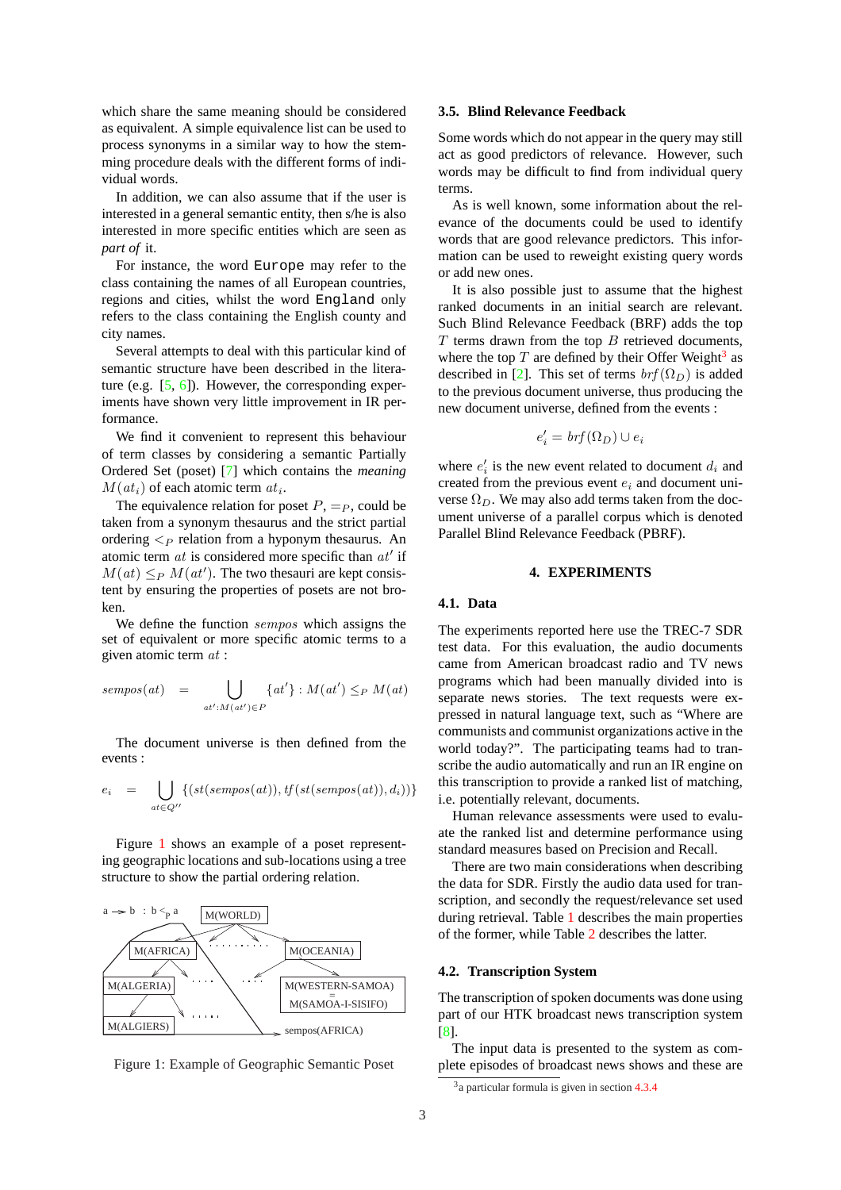which share the same meaning should be considered as equivalent. A simple equivalence list can be used to process synonyms in a similar way to how the stemming procedure deals with the different forms of individual words.

In addition, we can also assume that if the user is interested in a general semantic entity, then s/he is also interested in more specific entities which are seen as *part of* it.

For instance, the word `Europe` may refer to the class containing the names of all European countries, regions and cities, whilst the word `England` only refers to the class containing the English county and city names.

Several attempts to deal with this particular kind of semantic structure have been described in the literature (e.g. [5, 6]). However, the corresponding experiments have shown very little improvement in IR performance.

We find it convenient to represent this behaviour of term classes by considering a semantic Partially Ordered Set (poset) [7] which contains the *meaning* $M(at_i)$ of each atomic term $at_i$.

The equivalence relation for poset $P$, $=_P$, could be taken from a synonym thesaurus and the strict partial ordering $<_P$ relation from a hyponym thesaurus. An atomic term $at$ is considered more specific than $at'$ if $M(at) \leq_P M(at')$. The two thesauri are kept consistent by ensuring the properties of posets are not broken.

We define the function $sempos$ which assigns the set of equivalent or more specific atomic terms to a given atomic term $at$ :

$$sempos(at) \quad = \bigcup_{at':M(at')\in P} \{at'\} : M(at') \leq_P M(at)$$

The document universe is then defined from the events :

$$e_i \quad = \bigcup_{at\in Q''} \{(st(sempos(at)), tf(st(sempos(at)), d_i))\}$$

Figure 1 shows an example of a poset representing geographic locations and sub-locations using a tree structure to show the partial ordering relation.

Figure 1: Example of Geographic Semantic Poset

### 3.5. Blind Relevance Feedback

Some words which do not appear in the query may still act as good predictors of relevance. However, such words may be difficult to find from individual query terms.

As is well known, some information about the relevance of the documents could be used to identify words that are good relevance predictors. This information can be used to reweight existing query words or add new ones.

It is also possible just to assume that the highest ranked documents in an initial search are relevant. Such Blind Relevance Feedback (BRF) adds the top $T$ terms drawn from the top $B$ retrieved documents, where the top $T$ are defined by their Offer Weight[3] as described in [2]. This set of terms $brf(\Omega_D)$ is added to the previous document universe, thus producing the new document universe, defined from the events :

$$e'_i = brf(\Omega_D) \cup e_i$$

where $e'_i$ is the new event related to document $d_i$ and created from the previous event $e_i$ and document universe $\Omega_D$. We may also add terms taken from the document universe of a parallel corpus which is denoted Parallel Blind Relevance Feedback (PBRF).

## 4. EXPERIMENTS

### 4.1. Data

The experiments reported here use the TREC-7 SDR test data. For this evaluation, the audio documents came from American broadcast radio and TV news programs which had been manually divided into is separate news stories. The text requests were expressed in natural language text, such as "Where are communists and communist organizations active in the world today?". The participating teams had to transcribe the audio automatically and run an IR engine on this transcription to provide a ranked list of matching, i.e. potentially relevant, documents.

Human relevance assessments were used to evaluate the ranked list and determine performance using standard measures based on Precision and Recall.

There are two main considerations when describing the data for SDR. Firstly the audio data used for transcription, and secondly the request/relevance set used during retrieval. Table 1 describes the main properties of the former, while Table 2 describes the latter.

### 4.2. Transcription System

The transcription of spoken documents was done using part of our HTK broadcast news transcription system [8].

The input data is presented to the system as complete episodes of broadcast news shows and these are

[3] a particular formula is given in section 4.3.4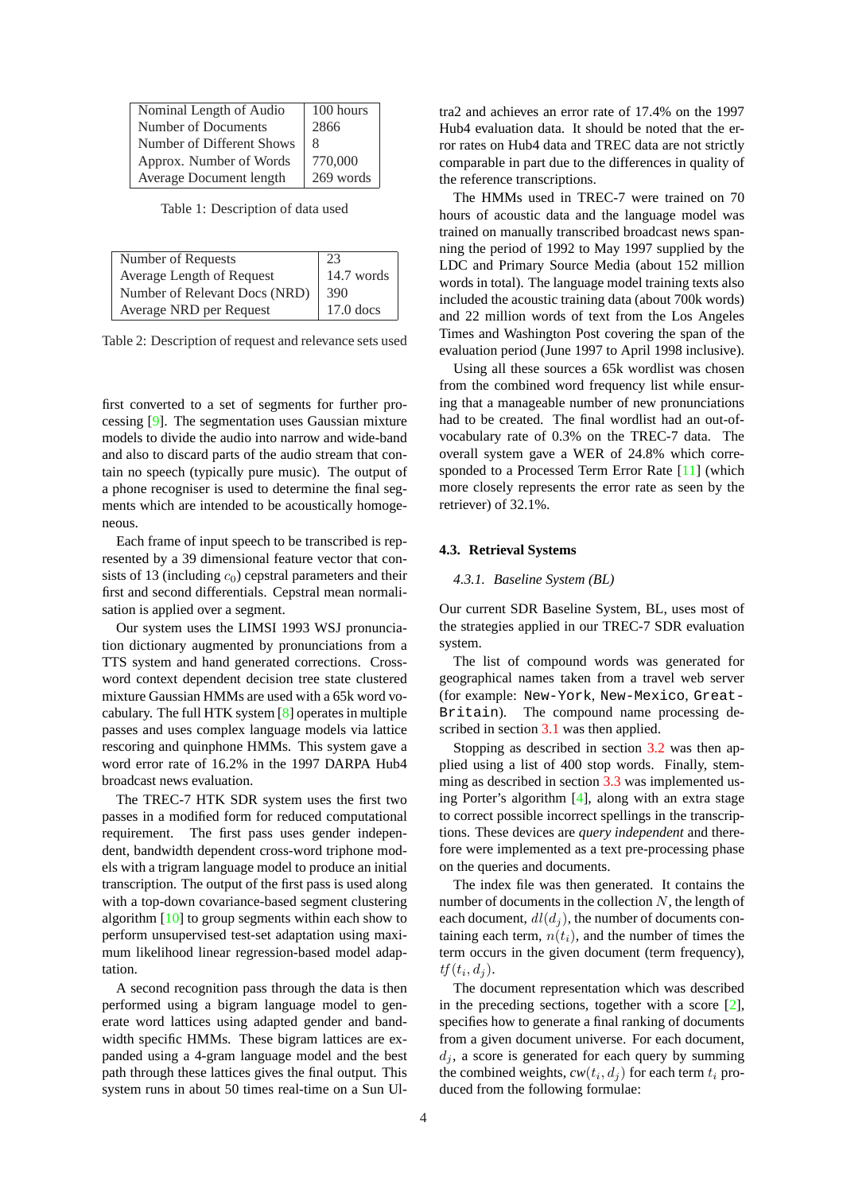| Nominal Length of Audio | 100 hours |
|---|---|
| Number of Documents | 2866 |
| Number of Different Shows | 8 |
| Approx. Number of Words | 770,000 |
| Average Document length | 269 words |

Table 1: Description of data used

| Number of Requests | 23 |
|---|---|
| Average Length of Request | 14.7 words |
| Number of Relevant Docs (NRD) | 390 |
| Average NRD per Request | 17.0 docs |

Table 2: Description of request and relevance sets used

first converted to a set of segments for further processing [9]. The segmentation uses Gaussian mixture models to divide the audio into narrow and wide-band and also to discard parts of the audio stream that contain no speech (typically pure music). The output of a phone recogniser is used to determine the final segments which are intended to be acoustically homogeneous.

Each frame of input speech to be transcribed is represented by a 39 dimensional feature vector that consists of 13 (including $c_0$) cepstral parameters and their first and second differentials. Cepstral mean normalisation is applied over a segment.

Our system uses the LIMSI 1993 WSJ pronunciation dictionary augmented by pronunciations from a TTS system and hand generated corrections. Cross-word context dependent decision tree state clustered mixture Gaussian HMMs are used with a 65k word vocabulary. The full HTK system [8] operates in multiple passes and uses complex language models via lattice rescoring and quinphone HMMs. This system gave a word error rate of 16.2% in the 1997 DARPA Hub4 broadcast news evaluation.

The TREC-7 HTK SDR system uses the first two passes in a modified form for reduced computational requirement. The first pass uses gender independent, bandwidth dependent cross-word triphone models with a trigram language model to produce an initial transcription. The output of the first pass is used along with a top-down covariance-based segment clustering algorithm [10] to group segments within each show to perform unsupervised test-set adaptation using maximum likelihood linear regression-based model adaptation.

A second recognition pass through the data is then performed using a bigram language model to generate word lattices using adapted gender and bandwidth specific HMMs. These bigram lattices are expanded using a 4-gram language model and the best path through these lattices gives the final output. This system runs in about 50 times real-time on a Sun Ultra2 and achieves an error rate of 17.4% on the 1997 Hub4 evaluation data. It should be noted that the error rates on Hub4 data and TREC data are not strictly comparable in part due to the differences in quality of the reference transcriptions.

The HMMs used in TREC-7 were trained on 70 hours of acoustic data and the language model was trained on manually transcribed broadcast news spanning the period of 1992 to May 1997 supplied by the LDC and Primary Source Media (about 152 million words in total). The language model training texts also included the acoustic training data (about 700k words) and 22 million words of text from the Los Angeles Times and Washington Post covering the span of the evaluation period (June 1997 to April 1998 inclusive).

Using all these sources a 65k wordlist was chosen from the combined word frequency list while ensuring that a manageable number of new pronunciations had to be created. The final wordlist had an out-of-vocabulary rate of 0.3% on the TREC-7 data. The overall system gave a WER of 24.8% which corresponded to a Processed Term Error Rate [11] (which more closely represents the error rate as seen by the retriever) of 32.1%.

### 4.3. Retrieval Systems

#### *4.3.1. Baseline System (BL)*

Our current SDR Baseline System, BL, uses most of the strategies applied in our TREC-7 SDR evaluation system.

The list of compound words was generated for geographical names taken from a travel web server (for example: `New-York`, `New-Mexico`, `Great-Britain`). The compound name processing described in section 3.1 was then applied.

Stopping as described in section 3.2 was then applied using a list of 400 stop words. Finally, stemming as described in section 3.3 was implemented using Porter's algorithm [4], along with an extra stage to correct possible incorrect spellings in the transcriptions. These devices are *query independent* and therefore were implemented as a text pre-processing phase on the queries and documents.

The index file was then generated. It contains the number of documents in the collection $N$, the length of each document, $dl(d_j)$, the number of documents containing each term, $n(t_i)$, and the number of times the term occurs in the given document (term frequency), $tf(t_i, d_j)$.

The document representation which was described in the preceding sections, together with a score [2], specifies how to generate a final ranking of documents from a given document universe. For each document, $d_j$, a score is generated for each query by summing the combined weights, $cw(t_i, d_j)$ for each term $t_i$ produced from the following formulae: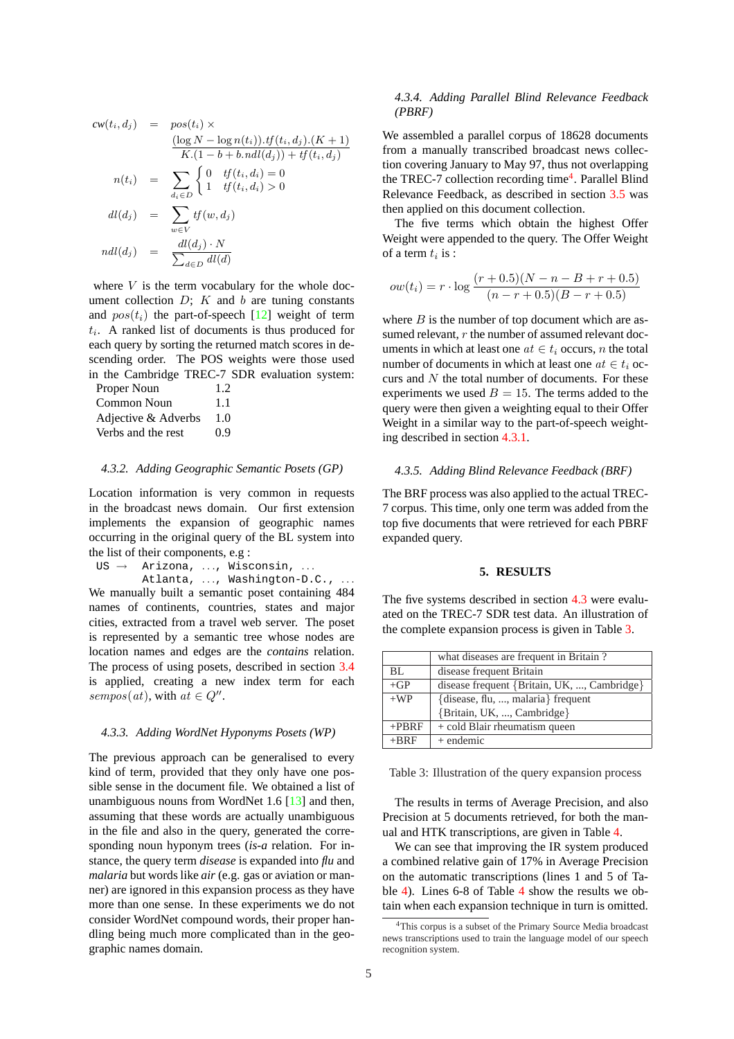$$
\begin{aligned}
cw(t_i, d_j) &= pos(t_i) \times \\
&\quad \frac{(\log N - \log n(t_i)).tf(t_i, d_j).(K+1)}{K.(1 - b + b.ndl(d_j)) + tf(t_i, d_j)} \\
n(t_i) &= \sum_{d_i \in D} \begin{cases} 0 & tf(t_i, d_i) = 0 \\ 1 & tf(t_i, d_i) > 0 \end{cases} \\
dl(d_j) &= \sum_{w \in V} tf(w, d_j) \\
ndl(d_j) &= \frac{dl(d_j) \cdot N}{\sum_{d \in D} dl(d)}
\end{aligned}
$$

where $V$ is the term vocabulary for the whole document collection $D$; $K$ and $b$ are tuning constants and $pos(t_i)$ the part-of-speech [12] weight of term $t_i$. A ranked list of documents is thus produced for each query by sorting the returned match scores in descending order. The POS weights were those used in the Cambridge TREC-7 SDR evaluation system:

| | |
|---|---|
| Proper Noun | 1.2 |
| Common Noun | 1.1 |
| Adjective & Adverbs | 1.0 |
| Verbs and the rest | 0.9 |

#### 4.3.2. *Adding Geographic Semantic Posets (GP)*

Location information is very common in requests in the broadcast news domain. Our first extension implements the expansion of geographic names occurring in the original query of the BL system into the list of their components, e.g :

```
US → Arizona, ..., Wisconsin, ...
     Atlanta, ..., Washington-D.C., ...
```

We manually built a semantic poset containing 484 names of continents, countries, states and major cities, extracted from a travel web server. The poset is represented by a semantic tree whose nodes are location names and edges are the *contains* relation. The process of using posets, described in section 3.4 is applied, creating a new index term for each $sempos(at)$, with $at \in Q''$.

#### 4.3.3. *Adding WordNet Hyponyms Posets (WP)*

The previous approach can be generalised to every kind of term, provided that they only have one possible sense in the document file. We obtained a list of unambiguous nouns from WordNet 1.6 [13] and then, assuming that these words are actually unambiguous in the file and also in the query, generated the corresponding noun hyponym trees (*is-a* relation. For instance, the query term *disease* is expanded into *flu* and *malaria* but words like *air* (e.g. gas or aviation or manner) are ignored in this expansion process as they have more than one sense. In these experiments we do not consider WordNet compound words, their proper handling being much more complicated than in the geographic names domain.

#### 4.3.4. *Adding Parallel Blind Relevance Feedback (PBRF)*

We assembled a parallel corpus of 18628 documents from a manually transcribed broadcast news collection covering January to May 97, thus not overlapping the TREC-7 collection recording time[4]. Parallel Blind Relevance Feedback, as described in section 3.5 was then applied on this document collection.

The five terms which obtain the highest Offer Weight were appended to the query. The Offer Weight of a term $t_i$ is :

$$
ow(t_i) = r \cdot \log \frac{(r + 0.5)(N - n - B + r + 0.5)}{(n - r + 0.5)(B - r + 0.5)}
$$

where $B$ is the number of top document which are assumed relevant, $r$ the number of assumed relevant documents in which at least one $at \in t_i$ occurs, $n$ the total number of documents in which at least one $at \in t_i$ occurs and $N$ the total number of documents. For these experiments we used $B = 15$. The terms added to the query were then given a weighting equal to their Offer Weight in a similar way to the part-of-speech weighting described in section 4.3.1.

#### 4.3.5. *Adding Blind Relevance Feedback (BRF)*

The BRF process was also applied to the actual TREC-7 corpus. This time, only one term was added from the top five documents that were retrieved for each PBRF expanded query.

## 5. RESULTS

The five systems described in section 4.3 were evaluated on the TREC-7 SDR test data. An illustration of the complete expansion process is given in Table 3.

| | what diseases are frequent in Britain ? |
|---|---|
| BL | disease frequent Britain |
| +GP | disease frequent {Britain, UK, ..., Cambridge} |
| +WP | {disease, flu, ..., malaria} frequent {Britain, UK, ..., Cambridge} |
| +PBRF | + cold Blair rheumatism queen |
| +BRF | + endemic |

Table 3: Illustration of the query expansion process

The results in terms of Average Precision, and also Precision at 5 documents retrieved, for both the manual and HTK transcriptions, are given in Table 4.

We can see that improving the IR system produced a combined relative gain of 17% in Average Precision on the automatic transcriptions (lines 1 and 5 of Table 4). Lines 6-8 of Table 4 show the results we obtain when each expansion technique in turn is omitted.

[4] This corpus is a subset of the Primary Source Media broadcast news transcriptions used to train the language model of our speech recognition system.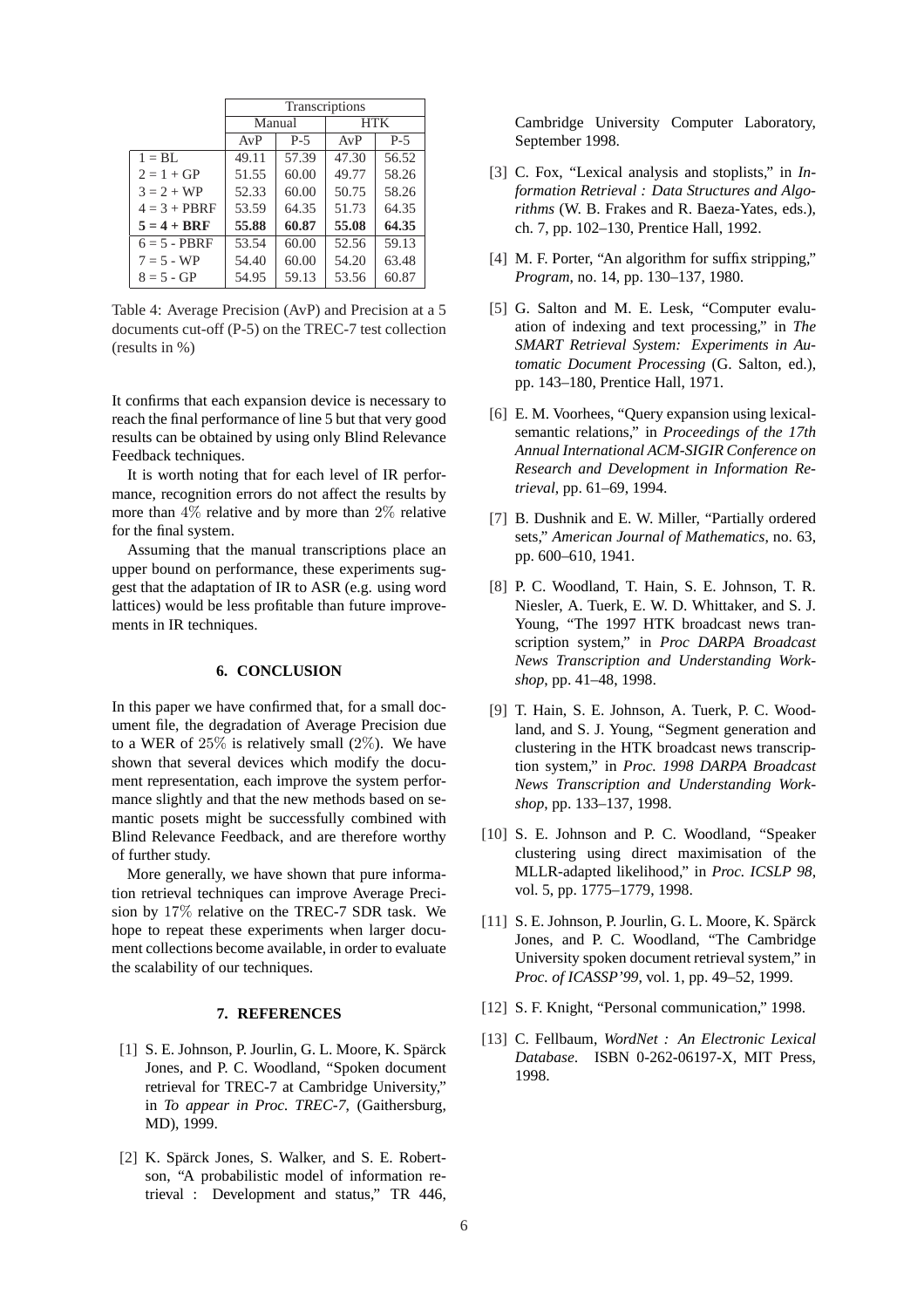| | Transcriptions | | | |
|---|---|---|---|---|
| | Manual | | HTK | |
| | AvP | P-5 | AvP | P-5 |
| 1 = BL | 49.11 | 57.39 | 47.30 | 56.52 |
| 2 = 1 + GP | 51.55 | 60.00 | 49.77 | 58.26 |
| 3 = 2 + WP | 52.33 | 60.00 | 50.75 | 58.26 |
| 4 = 3 + PBRF | 53.59 | 64.35 | 51.73 | 64.35 |
| **5 = 4 + BRF** | **55.88** | **60.87** | **55.08** | **64.35** |
| 6 = 5 - PBRF | 53.54 | 60.00 | 52.56 | 59.13 |
| 7 = 5 - WP | 54.40 | 60.00 | 54.20 | 63.48 |
| 8 = 5 - GP | 54.95 | 59.13 | 53.56 | 60.87 |

Table 4: Average Precision (AvP) and Precision at a 5 documents cut-off (P-5) on the TREC-7 test collection (results in %)

It confirms that each expansion device is necessary to reach the final performance of line 5 but that very good results can be obtained by using only Blind Relevance Feedback techniques.

It is worth noting that for each level of IR performance, recognition errors do not affect the results by more than $4\%$ relative and by more than $2\%$ relative for the final system.

Assuming that the manual transcriptions place an upper bound on performance, these experiments suggest that the adaptation of IR to ASR (e.g. using word lattices) would be less profitable than future improvements in IR techniques.

## 6. CONCLUSION

In this paper we have confirmed that, for a small document file, the degradation of Average Precision due to a WER of $25\%$ is relatively small ($2\%$). We have shown that several devices which modify the document representation, each improve the system performance slightly and that the new methods based on semantic posets might be successfully combined with Blind Relevance Feedback, and are therefore worthy of further study.

More generally, we have shown that pure information retrieval techniques can improve Average Precision by $17\%$ relative on the TREC-7 SDR task. We hope to repeat these experiments when larger document collections become available, in order to evaluate the scalability of our techniques.

## 7. REFERENCES

[1] S. E. Johnson, P. Jourlin, G. L. Moore, K. Spärck Jones, and P. C. Woodland, "Spoken document retrieval for TREC-7 at Cambridge University," in *To appear in Proc. TREC-7*, (Gaithersburg, MD), 1999.

[2] K. Spärck Jones, S. Walker, and S. E. Robertson, "A probabilistic model of information retrieval : Development and status," TR 446, Cambridge University Computer Laboratory, September 1998.

[3] C. Fox, "Lexical analysis and stoplists," in *Information Retrieval : Data Structures and Algorithms* (W. B. Frakes and R. Baeza-Yates, eds.), ch. 7, pp. 102–130, Prentice Hall, 1992.

[4] M. F. Porter, "An algorithm for suffix stripping," *Program*, no. 14, pp. 130–137, 1980.

[5] G. Salton and M. E. Lesk, "Computer evaluation of indexing and text processing," in *The SMART Retrieval System: Experiments in Automatic Document Processing* (G. Salton, ed.), pp. 143–180, Prentice Hall, 1971.

[6] E. M. Voorhees, "Query expansion using lexical-semantic relations," in *Proceedings of the 17th Annual International ACM-SIGIR Conference on Research and Development in Information Retrieval*, pp. 61–69, 1994.

[7] B. Dushnik and E. W. Miller, "Partially ordered sets," *American Journal of Mathematics*, no. 63, pp. 600–610, 1941.

[8] P. C. Woodland, T. Hain, S. E. Johnson, T. R. Niesler, A. Tuerk, E. W. D. Whittaker, and S. J. Young, "The 1997 HTK broadcast news transcription system," in *Proc DARPA Broadcast News Transcription and Understanding Workshop*, pp. 41–48, 1998.

[9] T. Hain, S. E. Johnson, A. Tuerk, P. C. Woodland, and S. J. Young, "Segment generation and clustering in the HTK broadcast news transcription system," in *Proc. 1998 DARPA Broadcast News Transcription and Understanding Workshop*, pp. 133–137, 1998.

[10] S. E. Johnson and P. C. Woodland, "Speaker clustering using direct maximisation of the MLLR-adapted likelihood," in *Proc. ICSLP 98*, vol. 5, pp. 1775–1779, 1998.

[11] S. E. Johnson, P. Jourlin, G. L. Moore, K. Spärck Jones, and P. C. Woodland, "The Cambridge University spoken document retrieval system," in *Proc. of ICASSP'99*, vol. 1, pp. 49–52, 1999.

[12] S. F. Knight, "Personal communication," 1998.

[13] C. Fellbaum, *WordNet : An Electronic Lexical Database*. ISBN 0-262-06197-X, MIT Press, 1998.